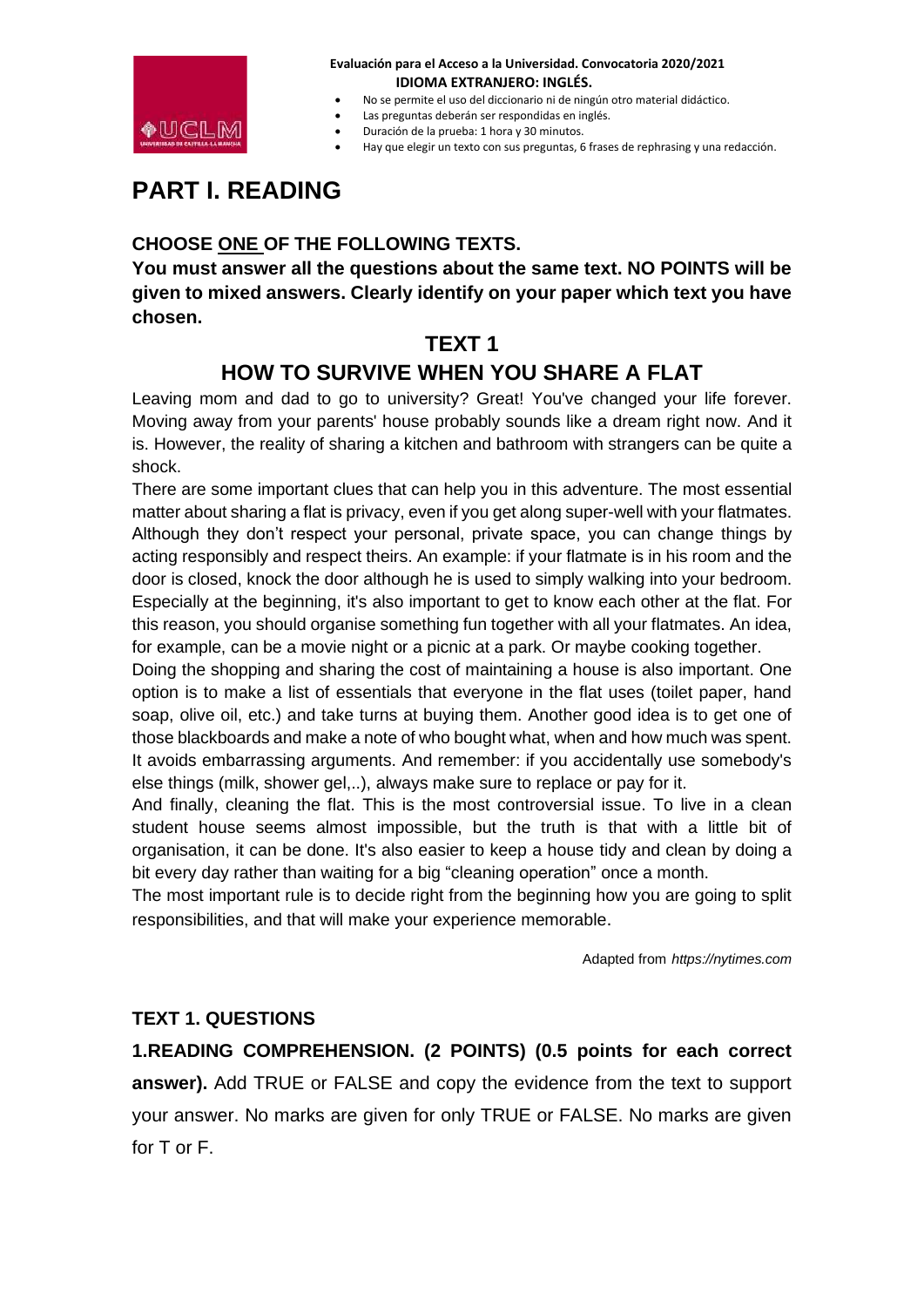**Evaluación para el Acceso a la Universidad. Convocatoria 2020/2021**
**IDIOMA EXTRANJERO: INGLÉS.**

- No se permite el uso del diccionario ni de ningún otro material didáctico.
- Las preguntas deberán ser respondidas en inglés.
- Duración de la prueba: 1 hora y 30 minutos.
- Hay que elegir un texto con sus preguntas, 6 frases de rephrasing y una redacción.

# PART I. READING

**CHOOSE ONE OF THE FOLLOWING TEXTS.**

**You must answer all the questions about the same text. NO POINTS will be given to mixed answers. Clearly identify on your paper which text you have chosen.**

## TEXT 1

## HOW TO SURVIVE WHEN YOU SHARE A FLAT

Leaving mom and dad to go to university? Great! You've changed your life forever. Moving away from your parents' house probably sounds like a dream right now. And it is. However, the reality of sharing a kitchen and bathroom with strangers can be quite a shock.

There are some important clues that can help you in this adventure. The most essential matter about sharing a flat is privacy, even if you get along super-well with your flatmates. Although they don't respect your personal, private space, you can change things by acting responsibly and respect theirs. An example: if your flatmate is in his room and the door is closed, knock the door although he is used to simply walking into your bedroom. Especially at the beginning, it's also important to get to know each other at the flat. For this reason, you should organise something fun together with all your flatmates. An idea, for example, can be a movie night or a picnic at a park. Or maybe cooking together.

Doing the shopping and sharing the cost of maintaining a house is also important. One option is to make a list of essentials that everyone in the flat uses (toilet paper, hand soap, olive oil, etc.) and take turns at buying them. Another good idea is to get one of those blackboards and make a note of who bought what, when and how much was spent. It avoids embarrassing arguments. And remember: if you accidentally use somebody's else things (milk, shower gel,..), always make sure to replace or pay for it.

And finally, cleaning the flat. This is the most controversial issue. To live in a clean student house seems almost impossible, but the truth is that with a little bit of organisation, it can be done. It's also easier to keep a house tidy and clean by doing a bit every day rather than waiting for a big "cleaning operation" once a month.

The most important rule is to decide right from the beginning how you are going to split responsibilities, and that will make your experience memorable.

Adapted from *https://nytimes.com*

### TEXT 1. QUESTIONS

**1.READING COMPREHENSION. (2 POINTS) (0.5 points for each correct answer).** Add TRUE or FALSE and copy the evidence from the text to support your answer. No marks are given for only TRUE or FALSE. No marks are given for T or F.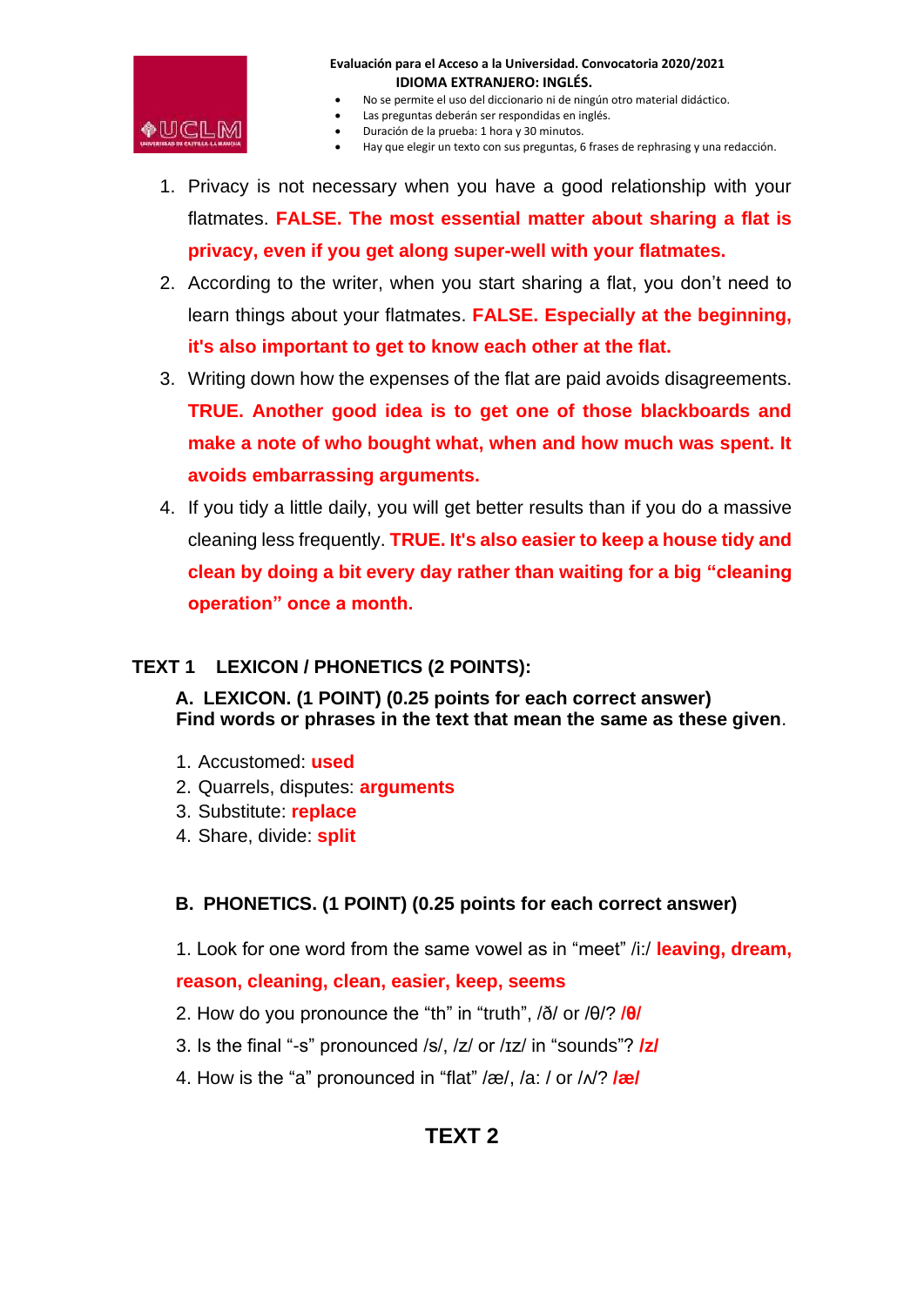Evaluación para el Acceso a la Universidad. Convocatoria 2020/2021
**IDIOMA EXTRANJERO: INGLÉS.**

- No se permite el uso del diccionario ni de ningún otro material didáctico.
- Las preguntas deberán ser respondidas en inglés.
- Duración de la prueba: 1 hora y 30 minutos.
- Hay que elegir un texto con sus preguntas, 6 frases de rephrasing y una redacción.

1. Privacy is not necessary when you have a good relationship with your flatmates. **FALSE. The most essential matter about sharing a flat is privacy, even if you get along super-well with your flatmates.**
2. According to the writer, when you start sharing a flat, you don't need to learn things about your flatmates. **FALSE. Especially at the beginning, it's also important to get to know each other at the flat.**
3. Writing down how the expenses of the flat are paid avoids disagreements. **TRUE. Another good idea is to get one of those blackboards and make a note of who bought what, when and how much was spent. It avoids embarrassing arguments.**
4. If you tidy a little daily, you will get better results than if you do a massive cleaning less frequently. **TRUE. It's also easier to keep a house tidy and clean by doing a bit every day rather than waiting for a big "cleaning operation" once a month.**

## TEXT 1 LEXICON / PHONETICS (2 POINTS):

### A. LEXICON. (1 POINT) (0.25 points for each correct answer)

**Find words or phrases in the text that mean the same as these given.**

1. Accustomed: **used**
2. Quarrels, disputes: **arguments**
3. Substitute: **replace**
4. Share, divide: **split**

### B. PHONETICS. (1 POINT) (0.25 points for each correct answer)

1. Look for one word from the same vowel as in "meet" /iː/ **leaving, dream, reason, cleaning, clean, easier, keep, seems**
2. How do you pronounce the "th" in "truth", /ð/ or /θ/? **/θ/**
3. Is the final "-s" pronounced /s/, /z/ or /ɪz/ in "sounds"? **/z/**
4. How is the "a" pronounced in "flat" /æ/, /a: / or /ʌ/? **/æ/**

## TEXT 2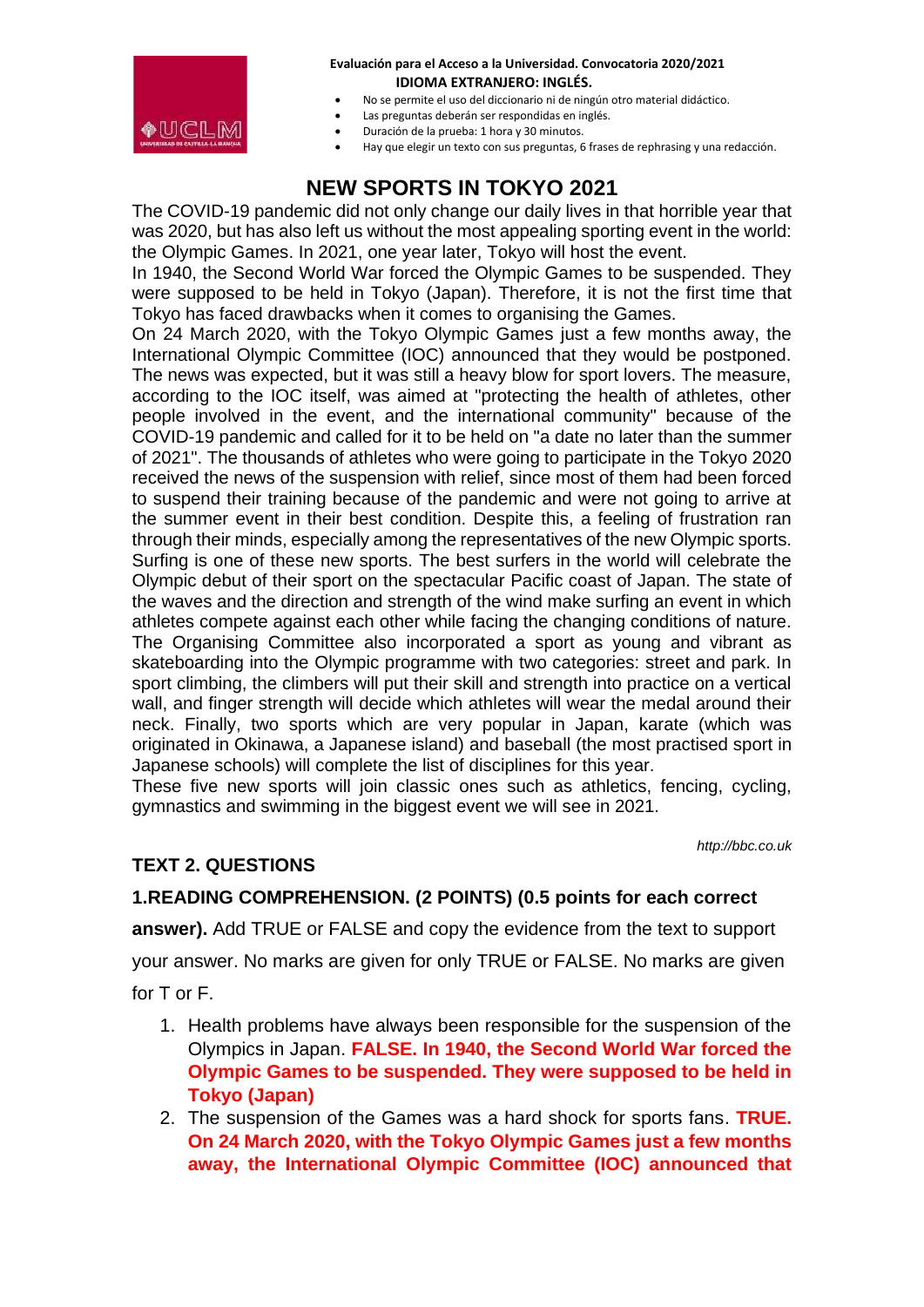**Evaluación para el Acceso a la Universidad. Convocatoria 2020/2021**
**IDIOMA EXTRANJERO: INGLÉS.**

- No se permite el uso del diccionario ni de ningún otro material didáctico.
- Las preguntas deberán ser respondidas en inglés.
- Duración de la prueba: 1 hora y 30 minutos.
- Hay que elegir un texto con sus preguntas, 6 frases de rephrasing y una redacción.

# NEW SPORTS IN TOKYO 2021

The COVID-19 pandemic did not only change our daily lives in that horrible year that was 2020, but has also left us without the most appealing sporting event in the world: the Olympic Games. In 2021, one year later, Tokyo will host the event.

In 1940, the Second World War forced the Olympic Games to be suspended. They were supposed to be held in Tokyo (Japan). Therefore, it is not the first time that Tokyo has faced drawbacks when it comes to organising the Games.

On 24 March 2020, with the Tokyo Olympic Games just a few months away, the International Olympic Committee (IOC) announced that they would be postponed. The news was expected, but it was still a heavy blow for sport lovers. The measure, according to the IOC itself, was aimed at "protecting the health of athletes, other people involved in the event, and the international community" because of the COVID-19 pandemic and called for it to be held on "a date no later than the summer of 2021". The thousands of athletes who were going to participate in the Tokyo 2020 received the news of the suspension with relief, since most of them had been forced to suspend their training because of the pandemic and were not going to arrive at the summer event in their best condition. Despite this, a feeling of frustration ran through their minds, especially among the representatives of the new Olympic sports. Surfing is one of these new sports. The best surfers in the world will celebrate the Olympic debut of their sport on the spectacular Pacific coast of Japan. The state of the waves and the direction and strength of the wind make surfing an event in which athletes compete against each other while facing the changing conditions of nature. The Organising Committee also incorporated a sport as young and vibrant as skateboarding into the Olympic programme with two categories: street and park. In sport climbing, the climbers will put their skill and strength into practice on a vertical wall, and finger strength will decide which athletes will wear the medal around their neck. Finally, two sports which are very popular in Japan, karate (which was originated in Okinawa, a Japanese island) and baseball (the most practised sport in Japanese schools) will complete the list of disciplines for this year.

These five new sports will join classic ones such as athletics, fencing, cycling, gymnastics and swimming in the biggest event we will see in 2021.

*http://bbc.co.uk*

## TEXT 2. QUESTIONS

**1.READING COMPREHENSION. (2 POINTS) (0.5 points for each correct answer).** Add TRUE or FALSE and copy the evidence from the text to support your answer. No marks are given for only TRUE or FALSE. No marks are given for T or F.

1. Health problems have always been responsible for the suspension of the Olympics in Japan. **FALSE. In 1940, the Second World War forced the Olympic Games to be suspended. They were supposed to be held in Tokyo (Japan)**
2. The suspension of the Games was a hard shock for sports fans. **TRUE. On 24 March 2020, with the Tokyo Olympic Games just a few months away, the International Olympic Committee (IOC) announced that**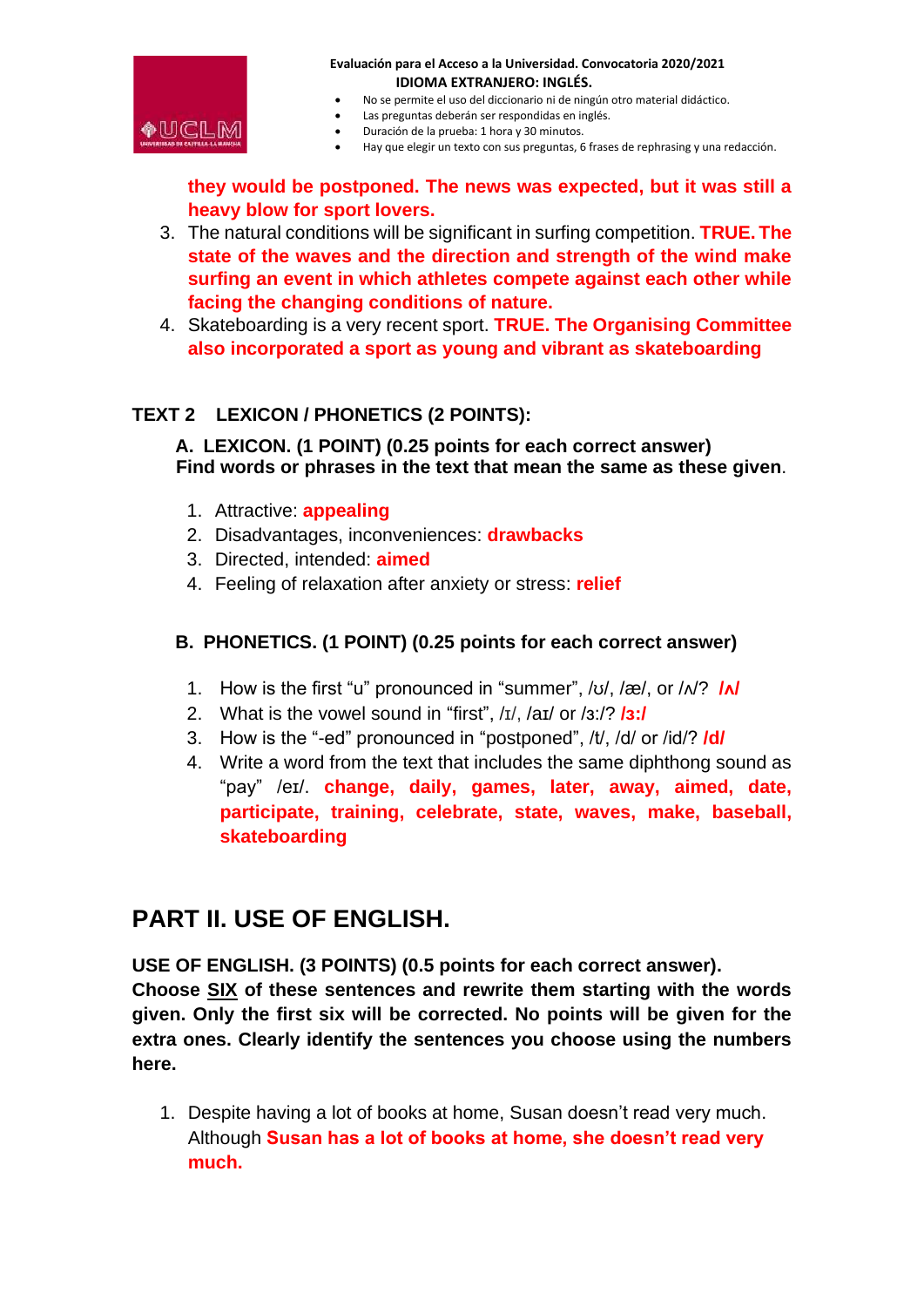**they would be postponed. The news was expected, but it was still a heavy blow for sport lovers.**

3. The natural conditions will be significant in surfing competition. **TRUE. The state of the waves and the direction and strength of the wind make surfing an event in which athletes compete against each other while facing the changing conditions of nature.**
4. Skateboarding is a very recent sport. **TRUE. The Organising Committee also incorporated a sport as young and vibrant as skateboarding**

### TEXT 2 LEXICON / PHONETICS (2 POINTS):

**A. LEXICON. (1 POINT) (0.25 points for each correct answer)**
**Find words or phrases in the text that mean the same as these given**.

1. Attractive: **appealing**
2. Disadvantages, inconveniences: **drawbacks**
3. Directed, intended: **aimed**
4. Feeling of relaxation after anxiety or stress: **relief**

**B. PHONETICS. (1 POINT) (0.25 points for each correct answer)**

1. How is the first "u" pronounced in "summer", /ʊ/, /æ/, or /ʌ/? **/ʌ/**
2. What is the vowel sound in "first", /ɪ/, /aɪ/ or /ɜ:/? **/ɜ:/**
3. How is the "-ed" pronounced in "postponed", /t/, /d/ or /id/? **/d/**
4. Write a word from the text that includes the same diphthong sound as "pay" /eɪ/. **change, daily, games, later, away, aimed, date, participate, training, celebrate, state, waves, make, baseball, skateboarding**

## PART II. USE OF ENGLISH.

**USE OF ENGLISH. (3 POINTS) (0.5 points for each correct answer).**
**Choose SIX of these sentences and rewrite them starting with the words given. Only the first six will be corrected. No points will be given for the extra ones. Clearly identify the sentences you choose using the numbers here.**

1. Despite having a lot of books at home, Susan doesn't read very much.
   Although **Susan has a lot of books at home, she doesn't read very much.**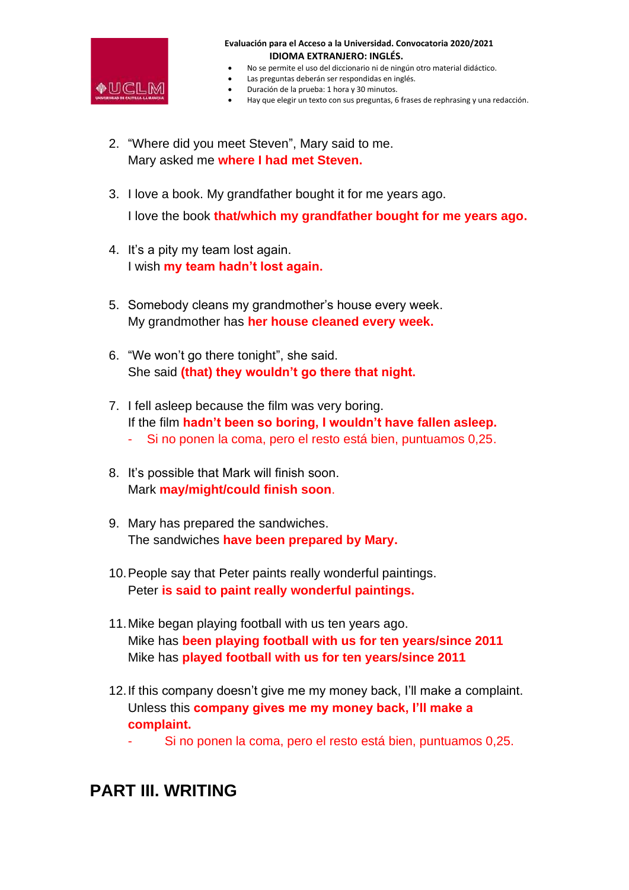2. "Where did you meet Steven", Mary said to me.
   Mary asked me **where I had met Steven.**

3. I love a book. My grandfather bought it for me years ago.
   I love the book **that/which my grandfather bought for me years ago.**

4. It's a pity my team lost again.
   I wish **my team hadn't lost again.**

5. Somebody cleans my grandmother's house every week.
   My grandmother has **her house cleaned every week.**

6. "We won't go there tonight", she said.
   She said **(that) they wouldn't go there that night.**

7. I fell asleep because the film was very boring.
   If the film **hadn't been so boring, I wouldn't have fallen asleep.**
   - Si no ponen la coma, pero el resto está bien, puntuamos 0,25.

8. It's possible that Mark will finish soon.
   Mark **may/might/could finish soon**.

9. Mary has prepared the sandwiches.
   The sandwiches **have been prepared by Mary.**

10. People say that Peter paints really wonderful paintings.
    Peter **is said to paint really wonderful paintings.**

11. Mike began playing football with us ten years ago.
    Mike has **been playing football with us for ten years/since 2011**
    Mike has **played football with us for ten years/since 2011**

12. If this company doesn't give me my money back, I'll make a complaint.
    Unless this **company gives me my money back, I'll make a complaint.**
    - Si no ponen la coma, pero el resto está bien, puntuamos 0,25.

# PART III. WRITING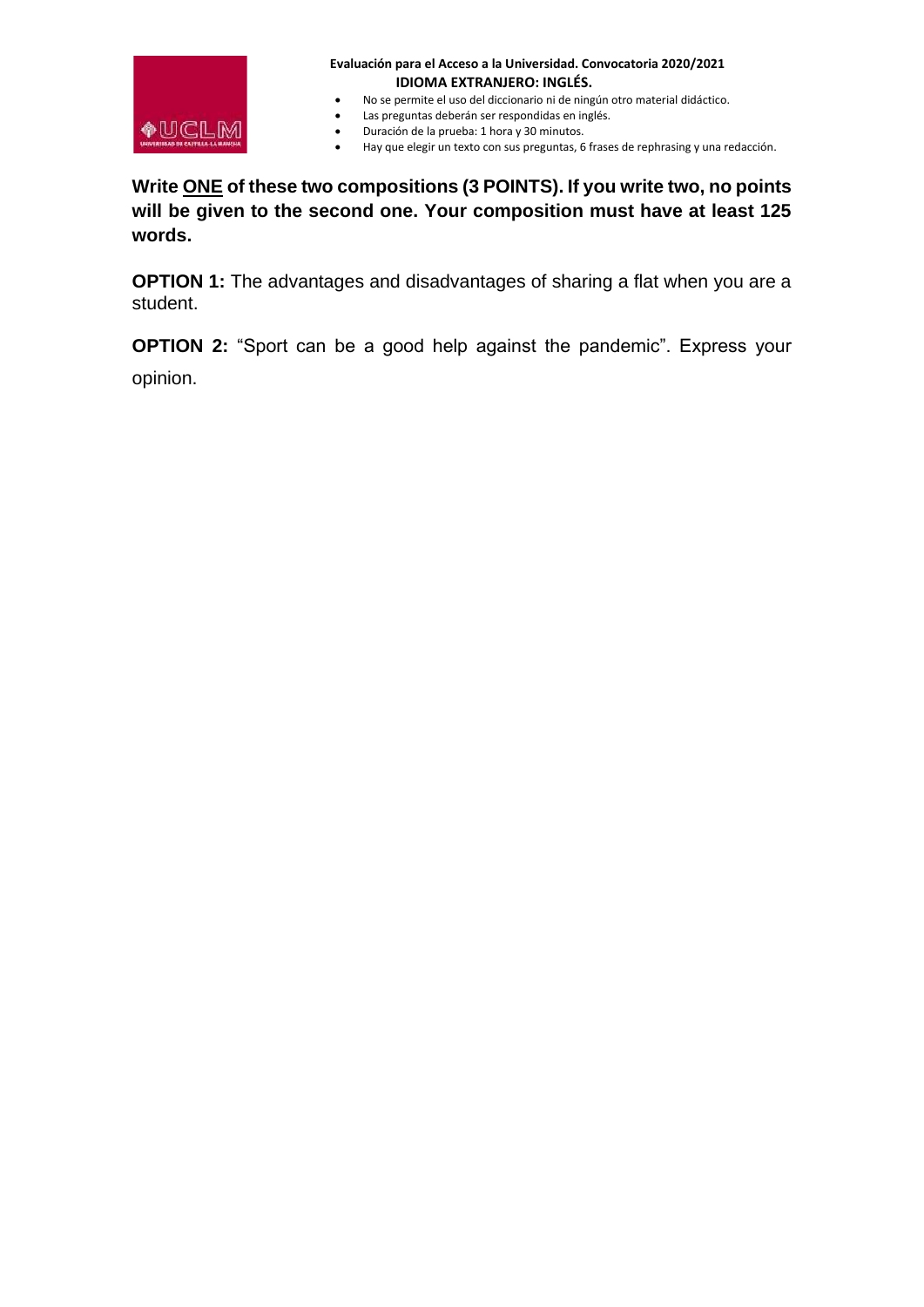**Evaluación para el Acceso a la Universidad. Convocatoria 2020/2021**
**IDIOMA EXTRANJERO: INGLÉS.**

- No se permite el uso del diccionario ni de ningún otro material didáctico.
- Las preguntas deberán ser respondidas en inglés.
- Duración de la prueba: 1 hora y 30 minutos.
- Hay que elegir un texto con sus preguntas, 6 frases de rephrasing y una redacción.

**Write ONE of these two compositions (3 POINTS). If you write two, no points will be given to the second one. Your composition must have at least 125 words.**

**OPTION 1:** The advantages and disadvantages of sharing a flat when you are a student.

**OPTION 2:** "Sport can be a good help against the pandemic". Express your opinion.